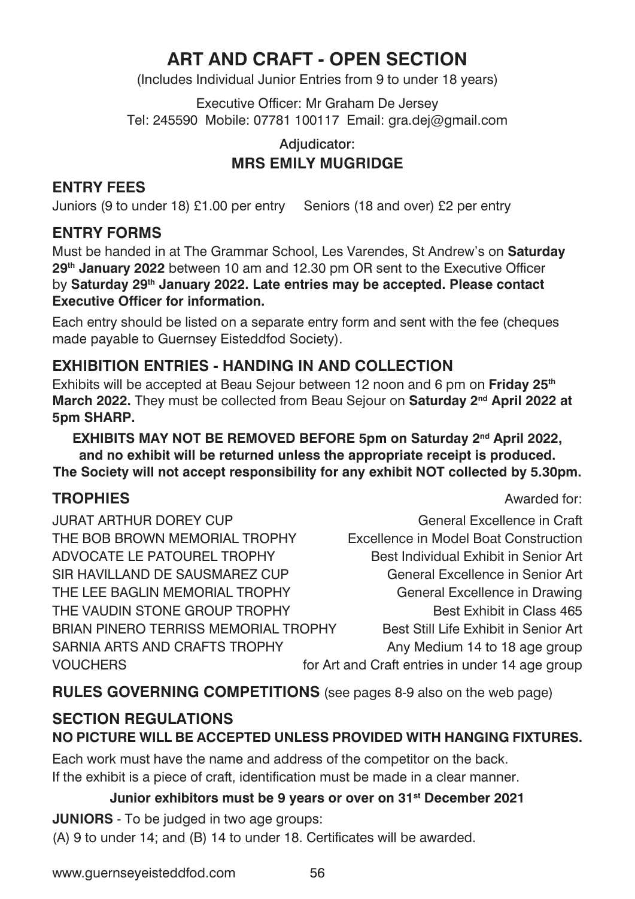# ART AND CRAFT - OPEN SECTION

(Includes Individual Junior Entries from 9 to under 18 years)

Executive Officer: Mr Graham De Jersey
Tel: 245590 Mobile: 07781 100117 Email: gra.dej@gmail.com

Adjudicator:
**MRS EMILY MUGRIDGE**

## ENTRY FEES

Juniors (9 to under 18) £1.00 per entry Seniors (18 and over) £2 per entry

## ENTRY FORMS

Must be handed in at The Grammar School, Les Varendes, St Andrew's on **Saturday 29th January 2022** between 10 am and 12.30 pm OR sent to the Executive Officer by **Saturday 29th January 2022. Late entries may be accepted. Please contact Executive Officer for information.**

Each entry should be listed on a separate entry form and sent with the fee (cheques made payable to Guernsey Eisteddfod Society).

## EXHIBITION ENTRIES - HANDING IN AND COLLECTION

Exhibits will be accepted at Beau Sejour between 12 noon and 6 pm on **Friday 25th March 2022.** They must be collected from Beau Sejour on **Saturday 2nd April 2022 at 5pm SHARP.**

**EXHIBITS MAY NOT BE REMOVED BEFORE 5pm on Saturday 2nd April 2022, and no exhibit will be returned unless the appropriate receipt is produced. The Society will not accept responsibility for any exhibit NOT collected by 5.30pm.**

## TROPHIES

| TROPHIES | Awarded for: |
|---|---|
| JURAT ARTHUR DOREY CUP | General Excellence in Craft |
| THE BOB BROWN MEMORIAL TROPHY | Excellence in Model Boat Construction |
| ADVOCATE LE PATOUREL TROPHY | Best Individual Exhibit in Senior Art |
| SIR HAVILLAND DE SAUSMAREZ CUP | General Excellence in Senior Art |
| THE LEE BAGLIN MEMORIAL TROPHY | General Excellence in Drawing |
| THE VAUDIN STONE GROUP TROPHY | Best Exhibit in Class 465 |
| BRIAN PINERO TERRISS MEMORIAL TROPHY | Best Still Life Exhibit in Senior Art |
| SARNIA ARTS AND CRAFTS TROPHY | Any Medium 14 to 18 age group |
| VOUCHERS | for Art and Craft entries in under 14 age group |

**RULES GOVERNING COMPETITIONS** (see pages 8-9 also on the web page)

## SECTION REGULATIONS

**NO PICTURE WILL BE ACCEPTED UNLESS PROVIDED WITH HANGING FIXTURES.**

Each work must have the name and address of the competitor on the back.
If the exhibit is a piece of craft, identification must be made in a clear manner.

**Junior exhibitors must be 9 years or over on 31st December 2021**

**JUNIORS** - To be judged in two age groups:
(A) 9 to under 14; and (B) 14 to under 18. Certificates will be awarded.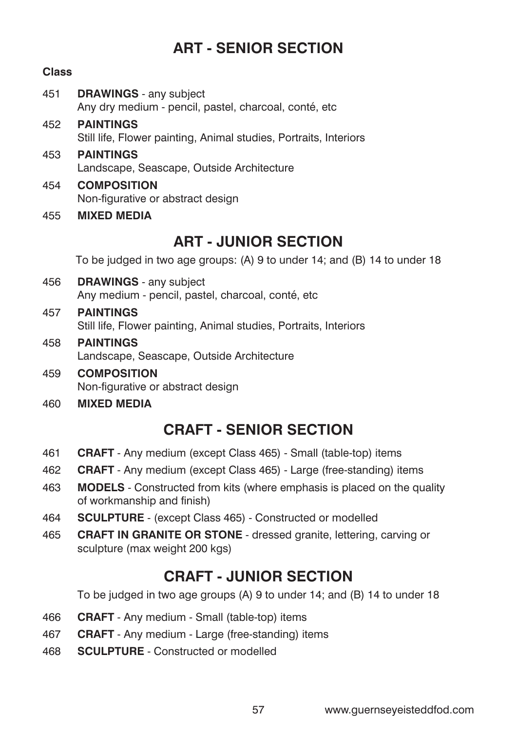## ART - SENIOR SECTION

**Class**

451 **DRAWINGS** - any subject
Any dry medium - pencil, pastel, charcoal, conté, etc

452 **PAINTINGS**
Still life, Flower painting, Animal studies, Portraits, Interiors

453 **PAINTINGS**
Landscape, Seascape, Outside Architecture

454 **COMPOSITION**
Non-figurative or abstract design

455 **MIXED MEDIA**

## ART - JUNIOR SECTION

To be judged in two age groups: (A) 9 to under 14; and (B) 14 to under 18

456 **DRAWINGS** - any subject
Any medium - pencil, pastel, charcoal, conté, etc

457 **PAINTINGS**
Still life, Flower painting, Animal studies, Portraits, Interiors

458 **PAINTINGS**
Landscape, Seascape, Outside Architecture

459 **COMPOSITION**
Non-figurative or abstract design

460 **MIXED MEDIA**

## CRAFT - SENIOR SECTION

461 **CRAFT** - Any medium (except Class 465) - Small (table-top) items

462 **CRAFT** - Any medium (except Class 465) - Large (free-standing) items

463 **MODELS** - Constructed from kits (where emphasis is placed on the quality of workmanship and finish)

464 **SCULPTURE** - (except Class 465) - Constructed or modelled

465 **CRAFT IN GRANITE OR STONE** - dressed granite, lettering, carving or sculpture (max weight 200 kgs)

## CRAFT - JUNIOR SECTION

To be judged in two age groups (A) 9 to under 14; and (B) 14 to under 18

466 **CRAFT** - Any medium - Small (table-top) items

467 **CRAFT** - Any medium - Large (free-standing) items

468 **SCULPTURE** - Constructed or modelled